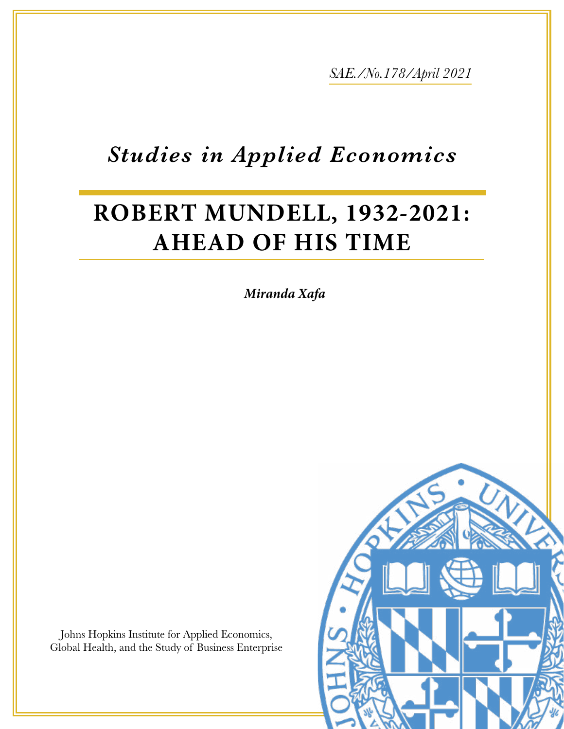*SAE./No.178/April 2021*

*Studies in Applied Economics*

# ROBERT MUNDELL, 1932-2021: AHEAD OF HIS TIME

***Miranda Xafa***

Johns Hopkins Institute for Applied Economics, Global Health, and the Study of Business Enterprise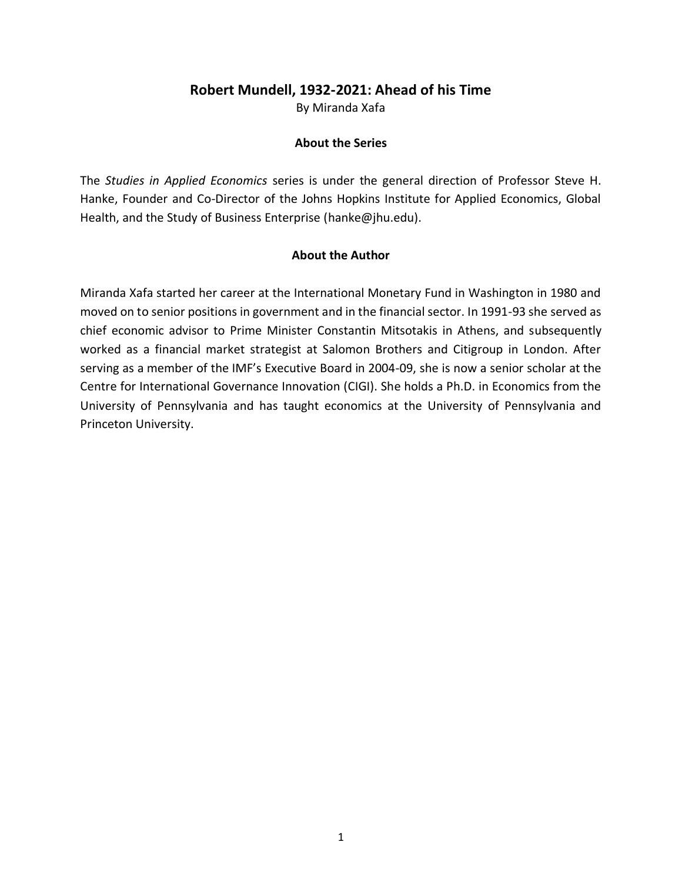# Robert Mundell, 1932-2021: Ahead of his Time

By Miranda Xafa

## About the Series

The *Studies in Applied Economics* series is under the general direction of Professor Steve H. Hanke, Founder and Co-Director of the Johns Hopkins Institute for Applied Economics, Global Health, and the Study of Business Enterprise (hanke@jhu.edu).

## About the Author

Miranda Xafa started her career at the International Monetary Fund in Washington in 1980 and moved on to senior positions in government and in the financial sector. In 1991-93 she served as chief economic advisor to Prime Minister Constantin Mitsotakis in Athens, and subsequently worked as a financial market strategist at Salomon Brothers and Citigroup in London. After serving as a member of the IMF's Executive Board in 2004-09, she is now a senior scholar at the Centre for International Governance Innovation (CIGI). She holds a Ph.D. in Economics from the University of Pennsylvania and has taught economics at the University of Pennsylvania and Princeton University.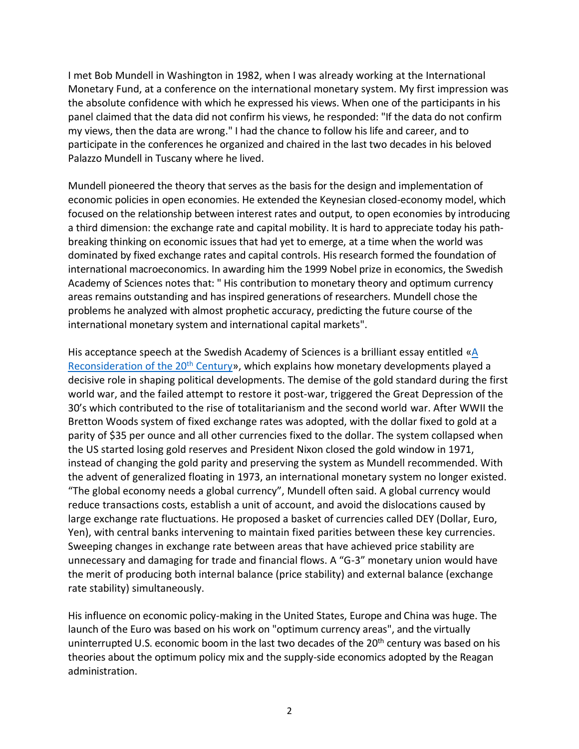I met Bob Mundell in Washington in 1982, when I was already working at the International Monetary Fund, at a conference on the international monetary system. My first impression was the absolute confidence with which he expressed his views. When one of the participants in his panel claimed that the data did not confirm his views, he responded: "If the data do not confirm my views, then the data are wrong." I had the chance to follow his life and career, and to participate in the conferences he organized and chaired in the last two decades in his beloved Palazzo Mundell in Tuscany where he lived.

Mundell pioneered the theory that serves as the basis for the design and implementation of economic policies in open economies. He extended the Keynesian closed-economy model, which focused on the relationship between interest rates and output, to open economies by introducing a third dimension: the exchange rate and capital mobility. It is hard to appreciate today his path-breaking thinking on economic issues that had yet to emerge, at a time when the world was dominated by fixed exchange rates and capital controls. His research formed the foundation of international macroeconomics. In awarding him the 1999 Nobel prize in economics, the Swedish Academy of Sciences notes that: " His contribution to monetary theory and optimum currency areas remains outstanding and has inspired generations of researchers. Mundell chose the problems he analyzed with almost prophetic accuracy, predicting the future course of the international monetary system and international capital markets".

His acceptance speech at the Swedish Academy of Sciences is a brilliant essay entitled «A Reconsideration of the 20th Century», which explains how monetary developments played a decisive role in shaping political developments. The demise of the gold standard during the first world war, and the failed attempt to restore it post-war, triggered the Great Depression of the 30's which contributed to the rise of totalitarianism and the second world war. After WWII the Bretton Woods system of fixed exchange rates was adopted, with the dollar fixed to gold at a parity of \$35 per ounce and all other currencies fixed to the dollar. The system collapsed when the US started losing gold reserves and President Nixon closed the gold window in 1971, instead of changing the gold parity and preserving the system as Mundell recommended. With the advent of generalized floating in 1973, an international monetary system no longer existed. "The global economy needs a global currency", Mundell often said. A global currency would reduce transactions costs, establish a unit of account, and avoid the dislocations caused by large exchange rate fluctuations. He proposed a basket of currencies called DEY (Dollar, Euro, Yen), with central banks intervening to maintain fixed parities between these key currencies. Sweeping changes in exchange rate between areas that have achieved price stability are unnecessary and damaging for trade and financial flows. A "G-3" monetary union would have the merit of producing both internal balance (price stability) and external balance (exchange rate stability) simultaneously.

His influence on economic policy-making in the United States, Europe and China was huge. The launch of the Euro was based on his work on "optimum currency areas", and the virtually uninterrupted U.S. economic boom in the last two decades of the 20th century was based on his theories about the optimum policy mix and the supply-side economics adopted by the Reagan administration.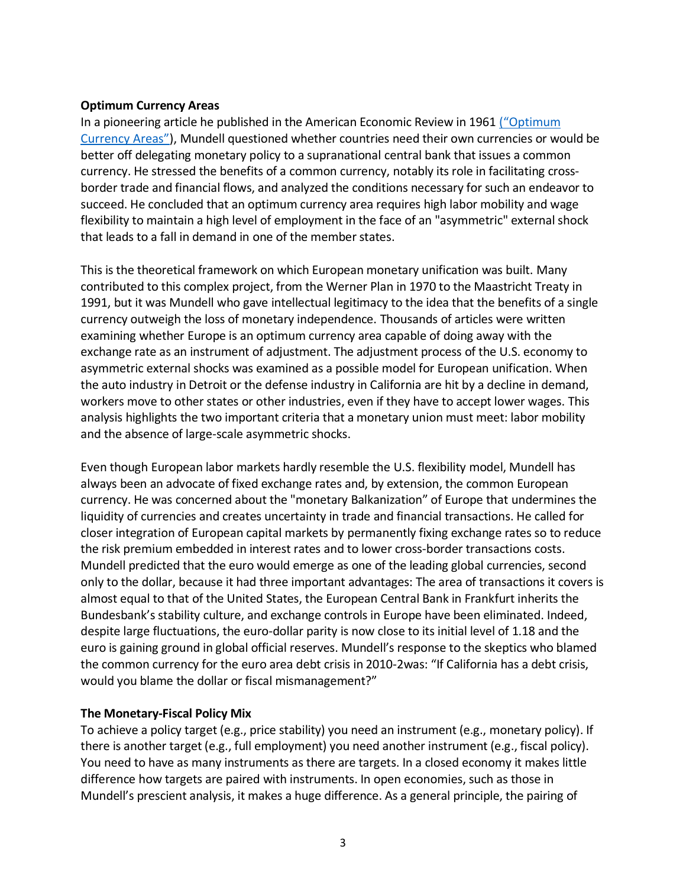**Optimum Currency Areas**

In a pioneering article he published in the American Economic Review in 1961 [("Optimum Currency Areas")](), Mundell questioned whether countries need their own currencies or would be better off delegating monetary policy to a supranational central bank that issues a common currency. He stressed the benefits of a common currency, notably its role in facilitating cross-border trade and financial flows, and analyzed the conditions necessary for such an endeavor to succeed. He concluded that an optimum currency area requires high labor mobility and wage flexibility to maintain a high level of employment in the face of an "asymmetric" external shock that leads to a fall in demand in one of the member states.

This is the theoretical framework on which European monetary unification was built. Many contributed to this complex project, from the Werner Plan in 1970 to the Maastricht Treaty in 1991, but it was Mundell who gave intellectual legitimacy to the idea that the benefits of a single currency outweigh the loss of monetary independence. Thousands of articles were written examining whether Europe is an optimum currency area capable of doing away with the exchange rate as an instrument of adjustment. The adjustment process of the U.S. economy to asymmetric external shocks was examined as a possible model for European unification. When the auto industry in Detroit or the defense industry in California are hit by a decline in demand, workers move to other states or other industries, even if they have to accept lower wages. This analysis highlights the two important criteria that a monetary union must meet: labor mobility and the absence of large-scale asymmetric shocks.

Even though European labor markets hardly resemble the U.S. flexibility model, Mundell has always been an advocate of fixed exchange rates and, by extension, the common European currency. He was concerned about the "monetary Balkanization" of Europe that undermines the liquidity of currencies and creates uncertainty in trade and financial transactions. He called for closer integration of European capital markets by permanently fixing exchange rates so to reduce the risk premium embedded in interest rates and to lower cross-border transactions costs. Mundell predicted that the euro would emerge as one of the leading global currencies, second only to the dollar, because it had three important advantages: The area of transactions it covers is almost equal to that of the United States, the European Central Bank in Frankfurt inherits the Bundesbank's stability culture, and exchange controls in Europe have been eliminated. Indeed, despite large fluctuations, the euro-dollar parity is now close to its initial level of 1.18 and the euro is gaining ground in global official reserves. Mundell's response to the skeptics who blamed the common currency for the euro area debt crisis in 2010-2was: "If California has a debt crisis, would you blame the dollar or fiscal mismanagement?"

**The Monetary-Fiscal Policy Mix**

To achieve a policy target (e.g., price stability) you need an instrument (e.g., monetary policy). If there is another target (e.g., full employment) you need another instrument (e.g., fiscal policy). You need to have as many instruments as there are targets. In a closed economy it makes little difference how targets are paired with instruments. In open economies, such as those in Mundell's prescient analysis, it makes a huge difference. As a general principle, the pairing of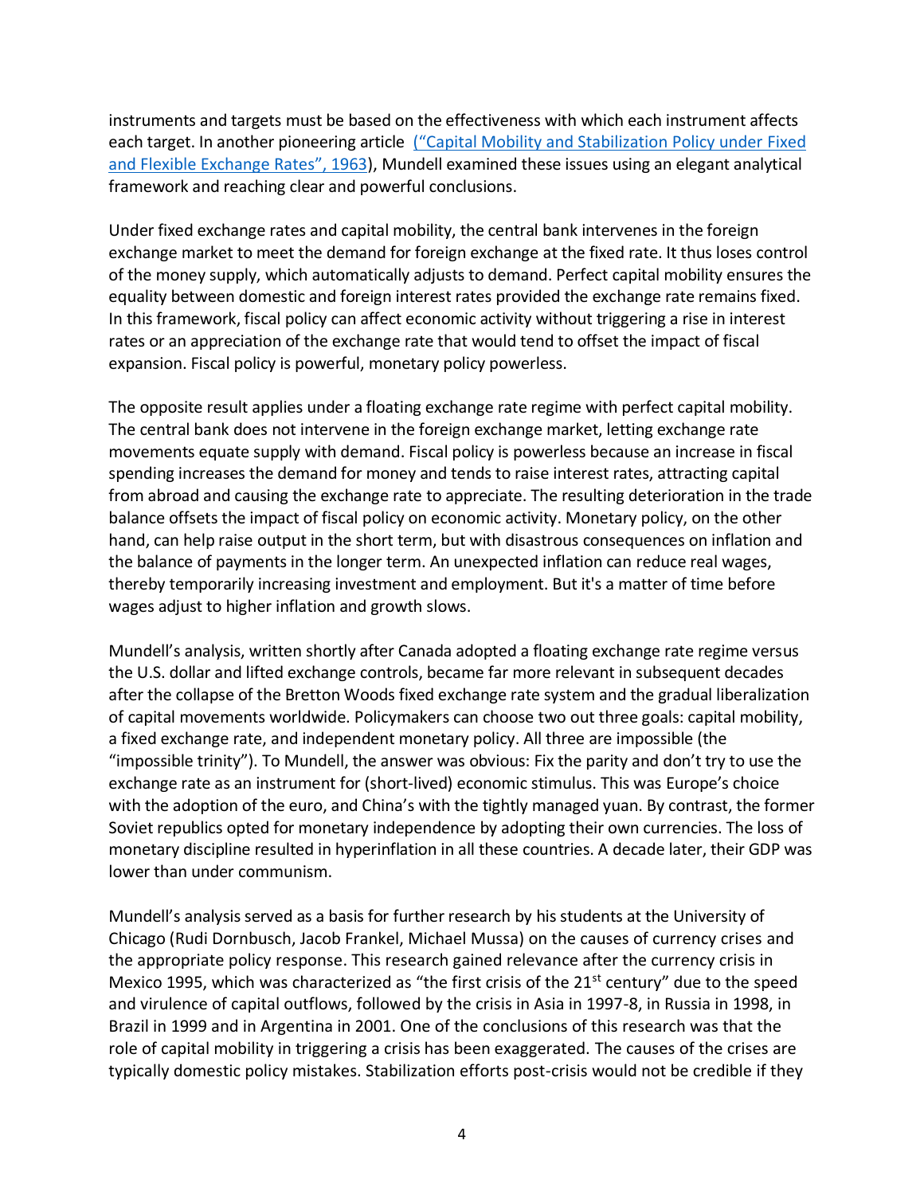instruments and targets must be based on the effectiveness with which each instrument affects each target. In another pioneering article ("Capital Mobility and Stabilization Policy under Fixed and Flexible Exchange Rates", 1963), Mundell examined these issues using an elegant analytical framework and reaching clear and powerful conclusions.

Under fixed exchange rates and capital mobility, the central bank intervenes in the foreign exchange market to meet the demand for foreign exchange at the fixed rate. It thus loses control of the money supply, which automatically adjusts to demand. Perfect capital mobility ensures the equality between domestic and foreign interest rates provided the exchange rate remains fixed. In this framework, fiscal policy can affect economic activity without triggering a rise in interest rates or an appreciation of the exchange rate that would tend to offset the impact of fiscal expansion. Fiscal policy is powerful, monetary policy powerless.

The opposite result applies under a floating exchange rate regime with perfect capital mobility. The central bank does not intervene in the foreign exchange market, letting exchange rate movements equate supply with demand. Fiscal policy is powerless because an increase in fiscal spending increases the demand for money and tends to raise interest rates, attracting capital from abroad and causing the exchange rate to appreciate. The resulting deterioration in the trade balance offsets the impact of fiscal policy on economic activity. Monetary policy, on the other hand, can help raise output in the short term, but with disastrous consequences on inflation and the balance of payments in the longer term. An unexpected inflation can reduce real wages, thereby temporarily increasing investment and employment. But it's a matter of time before wages adjust to higher inflation and growth slows.

Mundell's analysis, written shortly after Canada adopted a floating exchange rate regime versus the U.S. dollar and lifted exchange controls, became far more relevant in subsequent decades after the collapse of the Bretton Woods fixed exchange rate system and the gradual liberalization of capital movements worldwide. Policymakers can choose two out three goals: capital mobility, a fixed exchange rate, and independent monetary policy. All three are impossible (the "impossible trinity"). To Mundell, the answer was obvious: Fix the parity and don't try to use the exchange rate as an instrument for (short-lived) economic stimulus. This was Europe's choice with the adoption of the euro, and China's with the tightly managed yuan. By contrast, the former Soviet republics opted for monetary independence by adopting their own currencies. The loss of monetary discipline resulted in hyperinflation in all these countries. A decade later, their GDP was lower than under communism.

Mundell's analysis served as a basis for further research by his students at the University of Chicago (Rudi Dornbusch, Jacob Frankel, Michael Mussa) on the causes of currency crises and the appropriate policy response. This research gained relevance after the currency crisis in Mexico 1995, which was characterized as "the first crisis of the 21st century" due to the speed and virulence of capital outflows, followed by the crisis in Asia in 1997-8, in Russia in 1998, in Brazil in 1999 and in Argentina in 2001. One of the conclusions of this research was that the role of capital mobility in triggering a crisis has been exaggerated. The causes of the crises are typically domestic policy mistakes. Stabilization efforts post-crisis would not be credible if they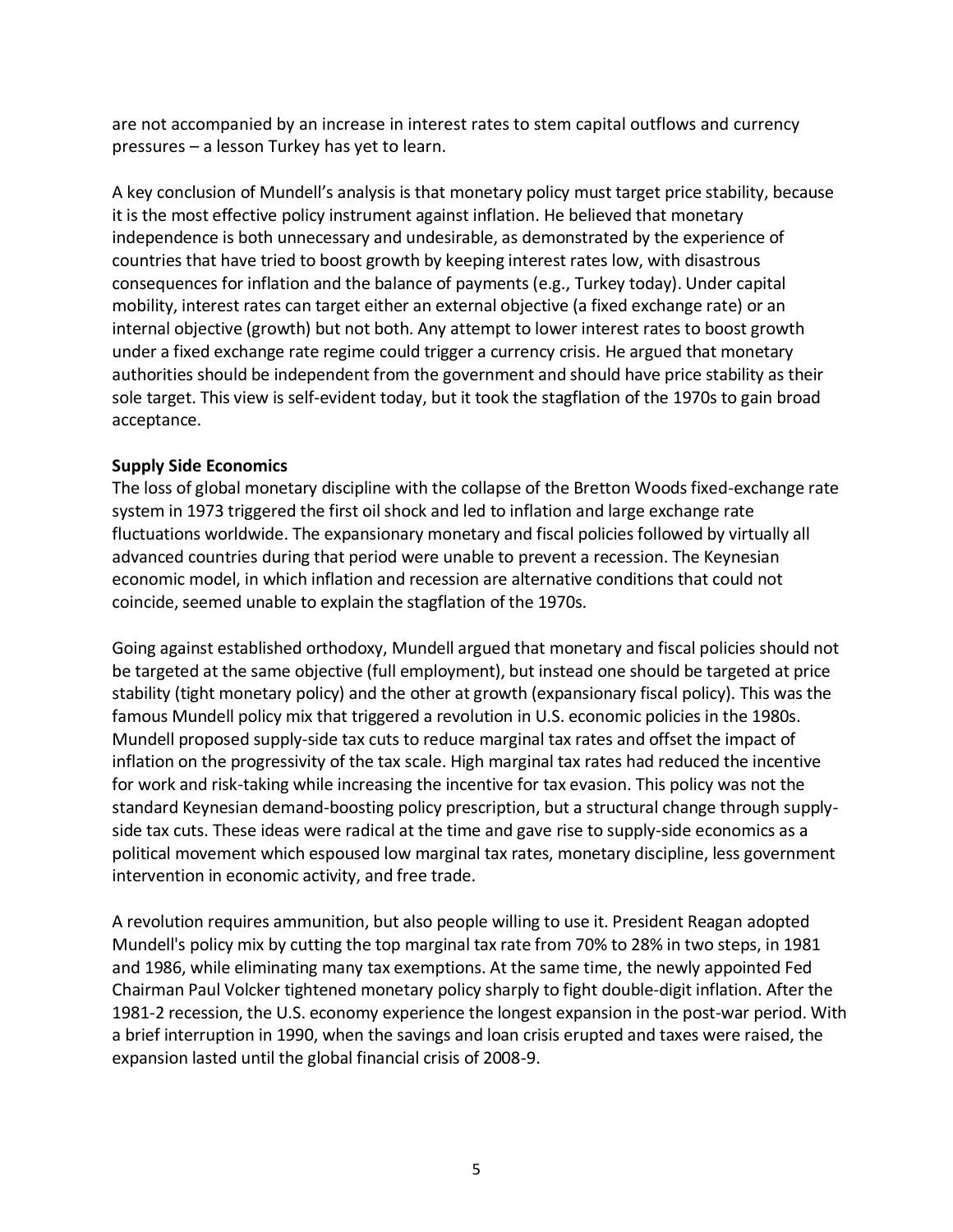are not accompanied by an increase in interest rates to stem capital outflows and currency pressures – a lesson Turkey has yet to learn.

A key conclusion of Mundell's analysis is that monetary policy must target price stability, because it is the most effective policy instrument against inflation. He believed that monetary independence is both unnecessary and undesirable, as demonstrated by the experience of countries that have tried to boost growth by keeping interest rates low, with disastrous consequences for inflation and the balance of payments (e.g., Turkey today). Under capital mobility, interest rates can target either an external objective (a fixed exchange rate) or an internal objective (growth) but not both. Any attempt to lower interest rates to boost growth under a fixed exchange rate regime could trigger a currency crisis. He argued that monetary authorities should be independent from the government and should have price stability as their sole target. This view is self-evident today, but it took the stagflation of the 1970s to gain broad acceptance.

**Supply Side Economics**

The loss of global monetary discipline with the collapse of the Bretton Woods fixed-exchange rate system in 1973 triggered the first oil shock and led to inflation and large exchange rate fluctuations worldwide. The expansionary monetary and fiscal policies followed by virtually all advanced countries during that period were unable to prevent a recession. The Keynesian economic model, in which inflation and recession are alternative conditions that could not coincide, seemed unable to explain the stagflation of the 1970s.

Going against established orthodoxy, Mundell argued that monetary and fiscal policies should not be targeted at the same objective (full employment), but instead one should be targeted at price stability (tight monetary policy) and the other at growth (expansionary fiscal policy). This was the famous Mundell policy mix that triggered a revolution in U.S. economic policies in the 1980s. Mundell proposed supply-side tax cuts to reduce marginal tax rates and offset the impact of inflation on the progressivity of the tax scale. High marginal tax rates had reduced the incentive for work and risk-taking while increasing the incentive for tax evasion. This policy was not the standard Keynesian demand-boosting policy prescription, but a structural change through supply-side tax cuts. These ideas were radical at the time and gave rise to supply-side economics as a political movement which espoused low marginal tax rates, monetary discipline, less government intervention in economic activity, and free trade.

A revolution requires ammunition, but also people willing to use it. President Reagan adopted Mundell's policy mix by cutting the top marginal tax rate from 70% to 28% in two steps, in 1981 and 1986, while eliminating many tax exemptions. At the same time, the newly appointed Fed Chairman Paul Volcker tightened monetary policy sharply to fight double-digit inflation. After the 1981-2 recession, the U.S. economy experience the longest expansion in the post-war period. With a brief interruption in 1990, when the savings and loan crisis erupted and taxes were raised, the expansion lasted until the global financial crisis of 2008-9.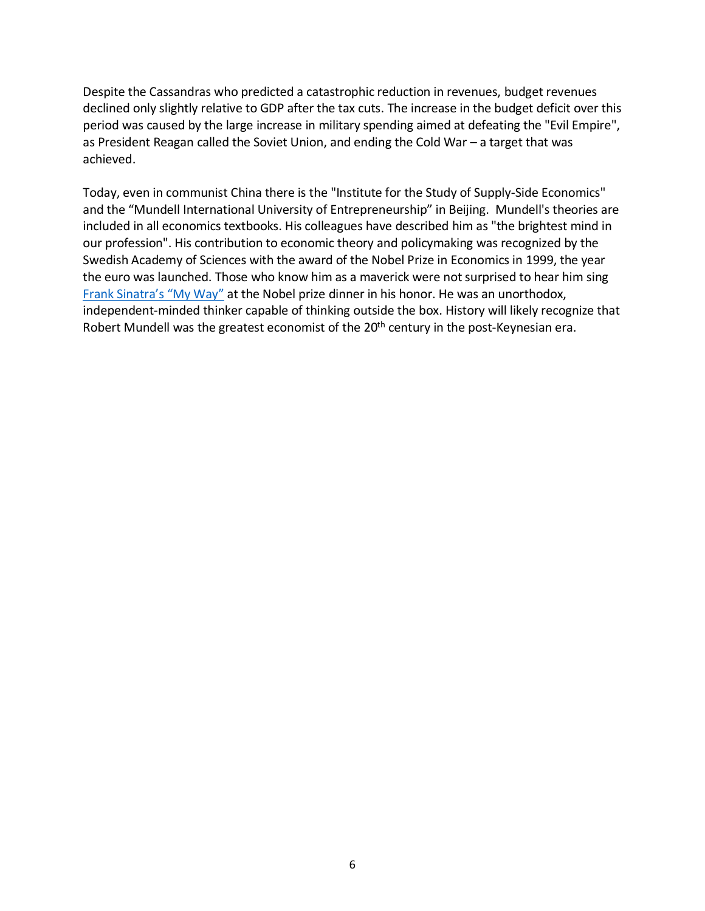Despite the Cassandras who predicted a catastrophic reduction in revenues, budget revenues declined only slightly relative to GDP after the tax cuts. The increase in the budget deficit over this period was caused by the large increase in military spending aimed at defeating the "Evil Empire", as President Reagan called the Soviet Union, and ending the Cold War – a target that was achieved.

Today, even in communist China there is the "Institute for the Study of Supply-Side Economics" and the "Mundell International University of Entrepreneurship" in Beijing. Mundell's theories are included in all economics textbooks. His colleagues have described him as "the brightest mind in our profession". His contribution to economic theory and policymaking was recognized by the Swedish Academy of Sciences with the award of the Nobel Prize in Economics in 1999, the year the euro was launched. Those who know him as a maverick were not surprised to hear him sing Frank Sinatra's "My Way" at the Nobel prize dinner in his honor. He was an unorthodox, independent-minded thinker capable of thinking outside the box. History will likely recognize that Robert Mundell was the greatest economist of the 20th century in the post-Keynesian era.